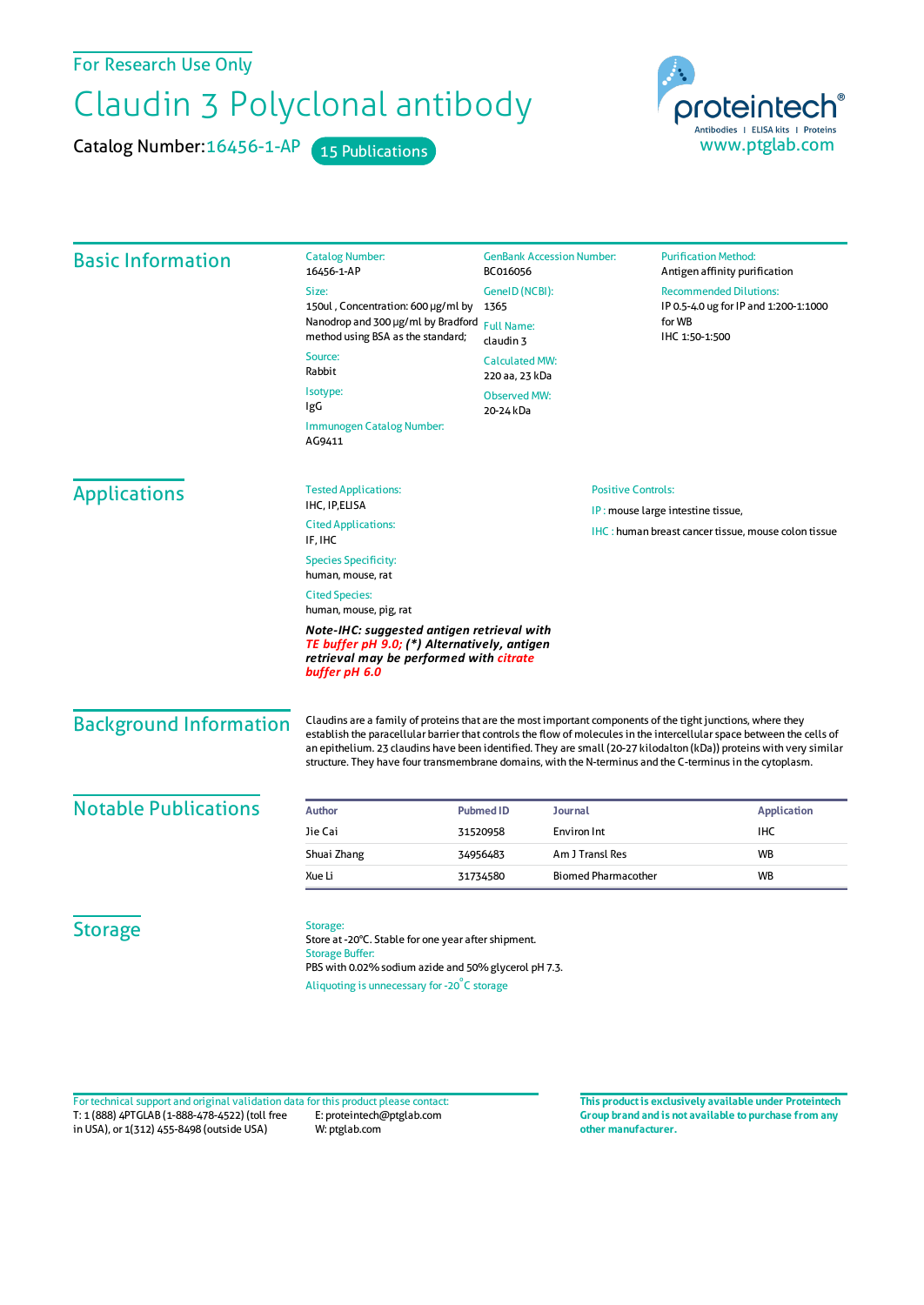For Research Use Only

# Claudin 3 Polyclonal antibody

Catalog Number: 16456-1-AP 15 Publications

proteintech® Antibodies | ELISA kits | Proteins www.ptglab.com

## Basic Information

Catalog Number:
16456-1-AP

Size:
150ul , Concentration: 600 μg/ml by Nanodrop and 300 μg/ml by Bradford method using BSA as the standard;

Source:
Rabbit

Isotype:
IgG

Immunogen Catalog Number:
AG9411

GenBank Accession Number:
BC016056

GeneID (NCBI):
1365

Full Name:
claudin 3

Calculated MW:
220 aa, 23 kDa

Observed MW:
20-24 kDa

Purification Method:
Antigen affinity purification

Recommended Dilutions:
IP 0.5-4.0 ug for IP and 1:200-1:1000 for WB
IHC 1:50-1:500

## Applications

Tested Applications:
IHC, IP,ELISA

Cited Applications:
IF, IHC

Species Specificity:
human, mouse, rat

Cited Species:
human, mouse, pig, rat

***Note-IHC: suggested antigen retrieval with TE buffer pH 9.0; (*) Alternatively, antigen retrieval may be performed with citrate buffer pH 6.0***

Positive Controls:

IP : mouse large intestine tissue,

IHC : human breast cancer tissue, mouse colon tissue

## Background Information

Claudins are a family of proteins that are the most important components of the tight junctions, where they establish the paracellular barrier that controls the flow of molecules in the intercellular space between the cells of an epithelium. 23 claudins have been identified. They are small (20-27 kilodalton (kDa)) proteins with very similar structure. They have four transmembrane domains, with the N-terminus and the C-terminus in the cytoplasm.

## Notable Publications

| Author | Pubmed ID | Journal | Application |
|---|---|---|---|
| Jie Cai | 31520958 | Environ Int | IHC |
| Shuai Zhang | 34956483 | Am J Transl Res | WB |
| Xue Li | 31734580 | Biomed Pharmacother | WB |

## Storage

Storage:
Store at -20°C. Stable for one year after shipment.

Storage Buffer:
PBS with 0.02% sodium azide and 50% glycerol pH 7.3.

Aliquoting is unnecessary for -20°C storage

For technical support and original validation data for this product please contact:
T: 1 (888) 4PTGLAB (1-888-478-4522) (toll free in USA), or 1(312) 455-8498 (outside USA)
E: proteintech@ptglab.com
W: ptglab.com

**This product is exclusively available under Proteintech Group brand and is not available to purchase from any other manufacturer.**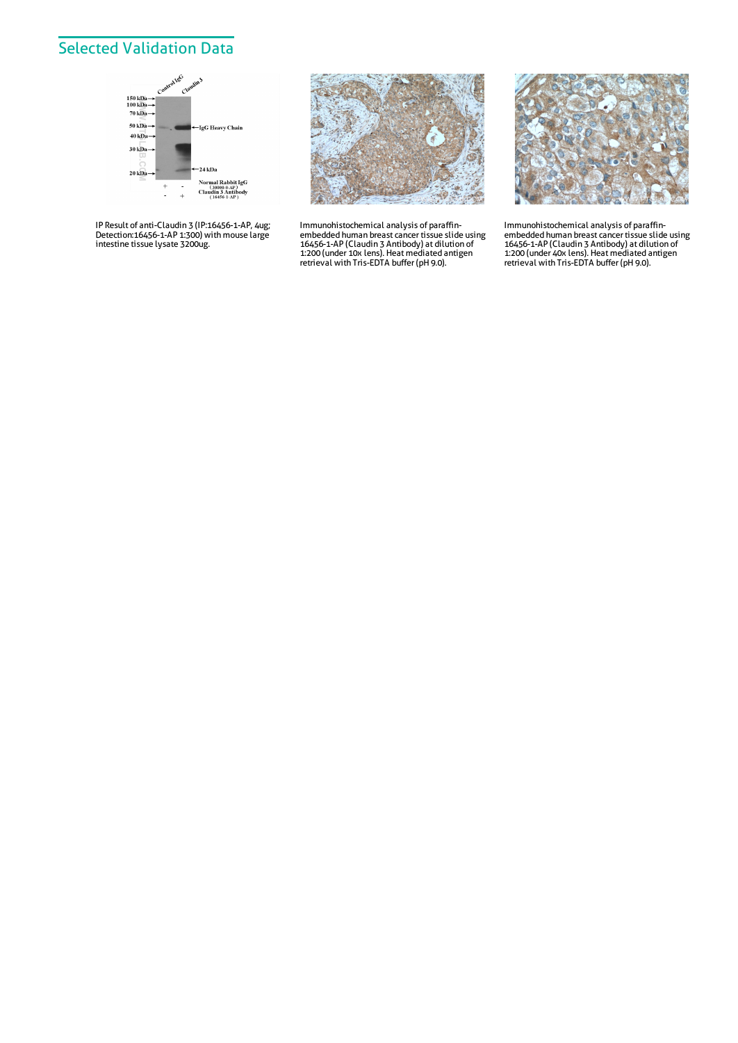## Selected Validation Data

Control IgG
Claudin 3
150 kDa→
100 kDa→
70 kDa→
50 kDa→
40 kDa→
30 kDa→
20 kDa→
←IgG Heavy Chain
←24 kDa
Normal Rabbit IgG (30000-0-AP)
Claudin 3 Antibody (16456-1-AP)
+ -
- +

IP Result of anti-Claudin 3 (IP:16456-1-AP, 4ug; Detection:16456-1-AP 1:300) with mouse large intestine tissue lysate 3200ug.

Immunohistochemical analysis of paraffin-embedded human breast cancer tissue slide using 16456-1-AP (Claudin 3 Antibody) at dilution of 1:200 (under 10x lens). Heat mediated antigen retrieval with Tris-EDTA buffer (pH 9.0).

Immunohistochemical analysis of paraffin-embedded human breast cancer tissue slide using 16456-1-AP (Claudin 3 Antibody) at dilution of 1:200 (under 40x lens). Heat mediated antigen retrieval with Tris-EDTA buffer (pH 9.0).